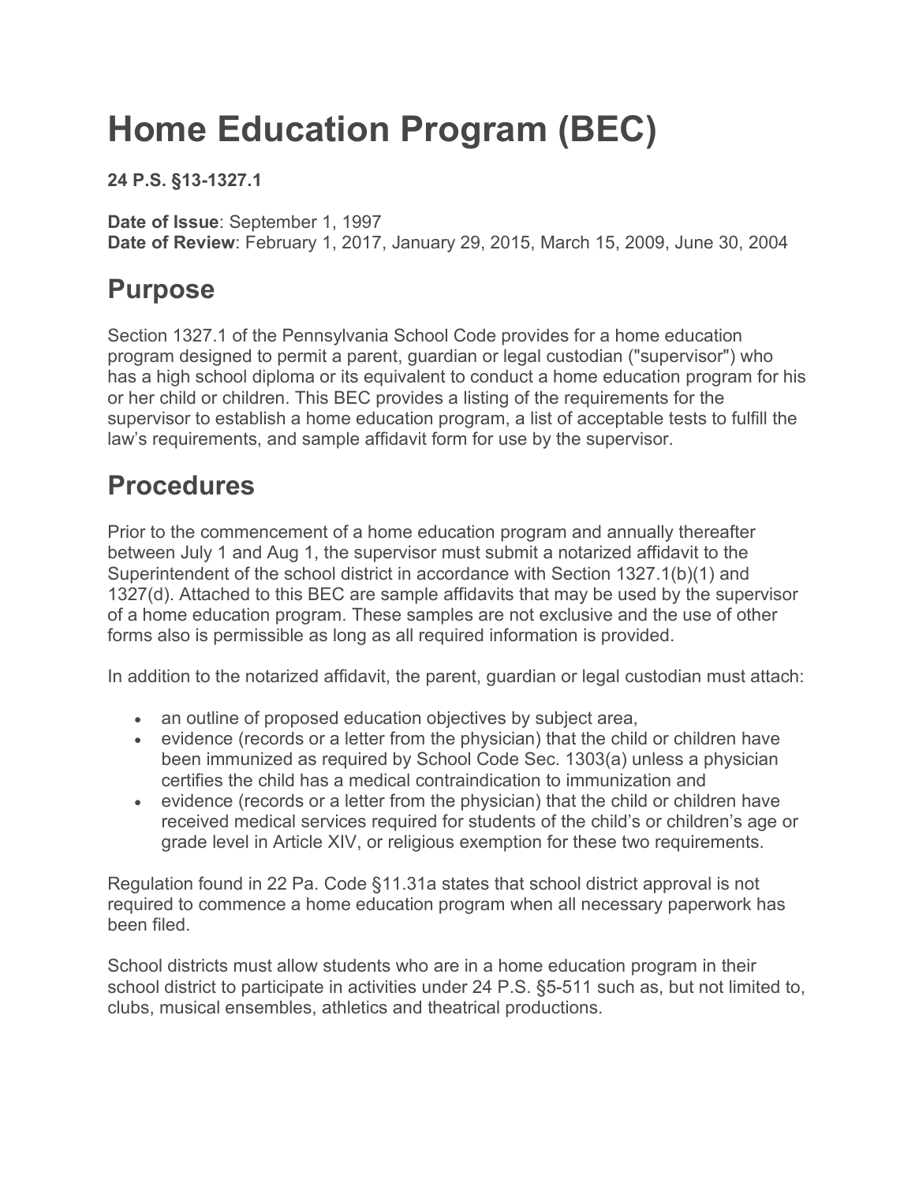# Home Education Program (BEC)

**24 P.S. §13-1327.1**

**Date of Issue**: September 1, 1997
**Date of Review**: February 1, 2017, January 29, 2015, March 15, 2009, June 30, 2004

## Purpose

Section 1327.1 of the Pennsylvania School Code provides for a home education program designed to permit a parent, guardian or legal custodian ("supervisor") who has a high school diploma or its equivalent to conduct a home education program for his or her child or children. This BEC provides a listing of the requirements for the supervisor to establish a home education program, a list of acceptable tests to fulfill the law's requirements, and sample affidavit form for use by the supervisor.

## Procedures

Prior to the commencement of a home education program and annually thereafter between July 1 and Aug 1, the supervisor must submit a notarized affidavit to the Superintendent of the school district in accordance with Section 1327.1(b)(1) and 1327(d). Attached to this BEC are sample affidavits that may be used by the supervisor of a home education program. These samples are not exclusive and the use of other forms also is permissible as long as all required information is provided.

In addition to the notarized affidavit, the parent, guardian or legal custodian must attach:

- an outline of proposed education objectives by subject area,
- evidence (records or a letter from the physician) that the child or children have been immunized as required by School Code Sec. 1303(a) unless a physician certifies the child has a medical contraindication to immunization and
- evidence (records or a letter from the physician) that the child or children have received medical services required for students of the child's or children's age or grade level in Article XIV, or religious exemption for these two requirements.

Regulation found in 22 Pa. Code §11.31a states that school district approval is not required to commence a home education program when all necessary paperwork has been filed.

School districts must allow students who are in a home education program in their school district to participate in activities under 24 P.S. §5-511 such as, but not limited to, clubs, musical ensembles, athletics and theatrical productions.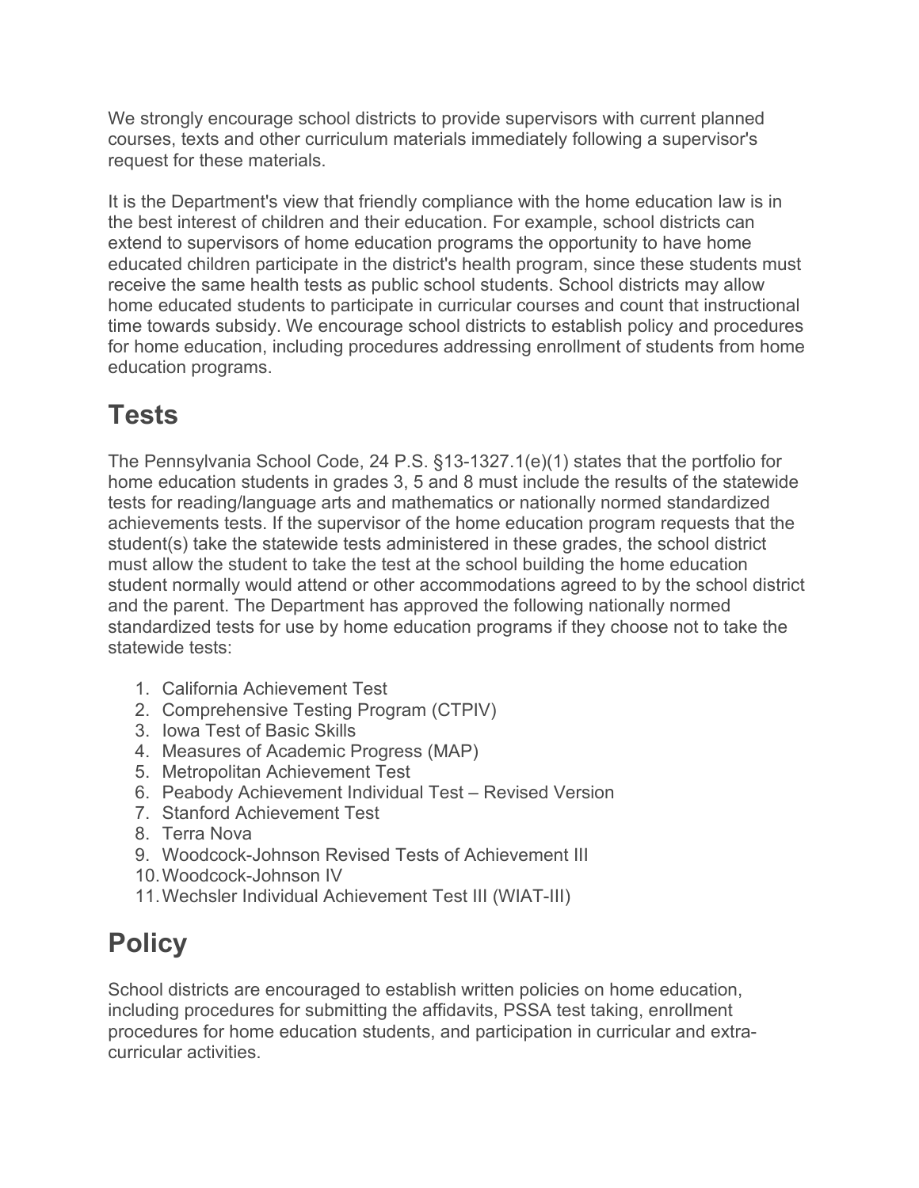We strongly encourage school districts to provide supervisors with current planned courses, texts and other curriculum materials immediately following a supervisor's request for these materials.

It is the Department's view that friendly compliance with the home education law is in the best interest of children and their education. For example, school districts can extend to supervisors of home education programs the opportunity to have home educated children participate in the district's health program, since these students must receive the same health tests as public school students. School districts may allow home educated students to participate in curricular courses and count that instructional time towards subsidy. We encourage school districts to establish policy and procedures for home education, including procedures addressing enrollment of students from home education programs.

# Tests

The Pennsylvania School Code, 24 P.S. §13-1327.1(e)(1) states that the portfolio for home education students in grades 3, 5 and 8 must include the results of the statewide tests for reading/language arts and mathematics or nationally normed standardized achievements tests. If the supervisor of the home education program requests that the student(s) take the statewide tests administered in these grades, the school district must allow the student to take the test at the school building the home education student normally would attend or other accommodations agreed to by the school district and the parent. The Department has approved the following nationally normed standardized tests for use by home education programs if they choose not to take the statewide tests:

1. California Achievement Test
2. Comprehensive Testing Program (CTPIV)
3. Iowa Test of Basic Skills
4. Measures of Academic Progress (MAP)
5. Metropolitan Achievement Test
6. Peabody Achievement Individual Test – Revised Version
7. Stanford Achievement Test
8. Terra Nova
9. Woodcock-Johnson Revised Tests of Achievement III
10. Woodcock-Johnson IV
11. Wechsler Individual Achievement Test III (WIAT-III)

# Policy

School districts are encouraged to establish written policies on home education, including procedures for submitting the affidavits, PSSA test taking, enrollment procedures for home education students, and participation in curricular and extra-curricular activities.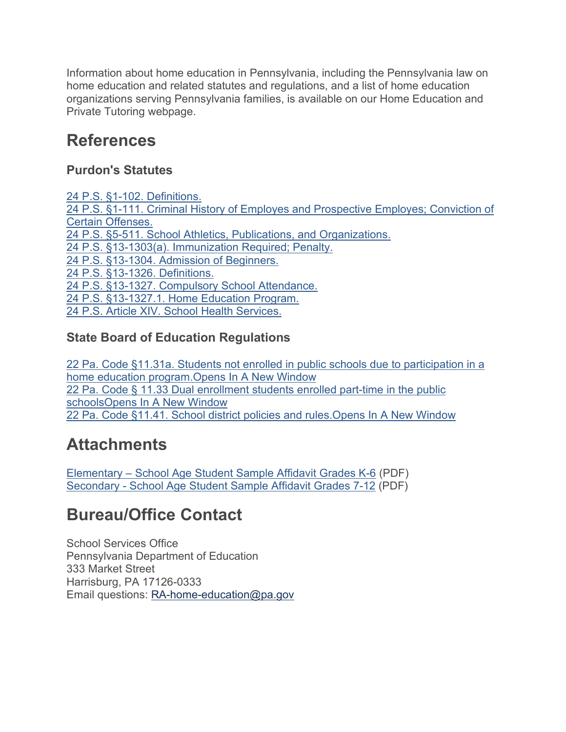Information about home education in Pennsylvania, including the Pennsylvania law on home education and related statutes and regulations, and a list of home education organizations serving Pennsylvania families, is available on our Home Education and Private Tutoring webpage.

## References

### Purdon's Statutes

24 P.S. §1-102. Definitions.
24 P.S. §1-111. Criminal History of Employes and Prospective Employes; Conviction of Certain Offenses.
24 P.S. §5-511. School Athletics, Publications, and Organizations.
24 P.S. §13-1303(a). Immunization Required; Penalty.
24 P.S. §13-1304. Admission of Beginners.
24 P.S. §13-1326. Definitions.
24 P.S. §13-1327. Compulsory School Attendance.
24 P.S. §13-1327.1. Home Education Program.
24 P.S. Article XIV. School Health Services.

### State Board of Education Regulations

22 Pa. Code §11.31a. Students not enrolled in public schools due to participation in a home education program.Opens In A New Window
22 Pa. Code § 11.33 Dual enrollment students enrolled part-time in the public schoolsOpens In A New Window
22 Pa. Code §11.41. School district policies and rules.Opens In A New Window

## Attachments

Elementary – School Age Student Sample Affidavit Grades K-6 (PDF)
Secondary - School Age Student Sample Affidavit Grades 7-12 (PDF)

## Bureau/Office Contact

School Services Office
Pennsylvania Department of Education
333 Market Street
Harrisburg, PA 17126-0333
Email questions: RA-home-education@pa.gov